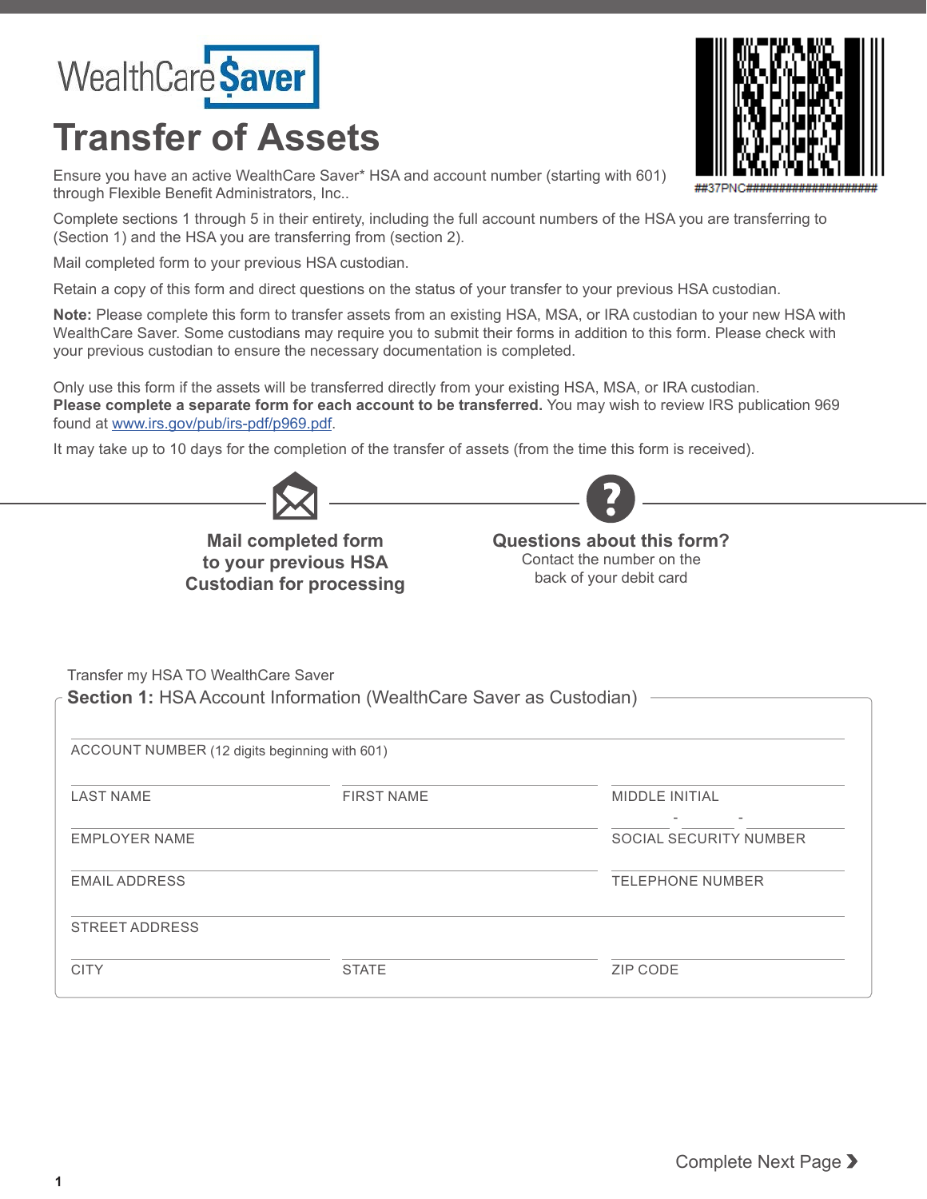WealthCare Saver

# Transfer of Assets

##37PNC####################

Ensure you have an active WealthCare Saver* HSA and account number (starting with 601) through Flexible Benefit Administrators, Inc..

Complete sections 1 through 5 in their entirety, including the full account numbers of the HSA you are transferring to (Section 1) and the HSA you are transferring from (section 2).

Mail completed form to your previous HSA custodian.

Retain a copy of this form and direct questions on the status of your transfer to your previous HSA custodian.

**Note:** Please complete this form to transfer assets from an existing HSA, MSA, or IRA custodian to your new HSA with WealthCare Saver. Some custodians may require you to submit their forms in addition to this form. Please check with your previous custodian to ensure the necessary documentation is completed.

Only use this form if the assets will be transferred directly from your existing HSA, MSA, or IRA custodian. **Please complete a separate form for each account to be transferred.** You may wish to review IRS publication 969 found at www.irs.gov/pub/irs-pdf/p969.pdf.

It may take up to 10 days for the completion of the transfer of assets (from the time this form is received).

**Mail completed form to your previous HSA Custodian for processing**

**Questions about this form?**
Contact the number on the back of your debit card

Transfer my HSA TO WealthCare Saver

## Section 1: HSA Account Information (WealthCare Saver as Custodian)

ACCOUNT NUMBER (12 digits beginning with 601)

LAST NAME | FIRST NAME | MIDDLE INITIAL

EMPLOYER NAME | SOCIAL SECURITY NUMBER ( - - )

EMAIL ADDRESS | TELEPHONE NUMBER

STREET ADDRESS

CITY | STATE | ZIP CODE

Complete Next Page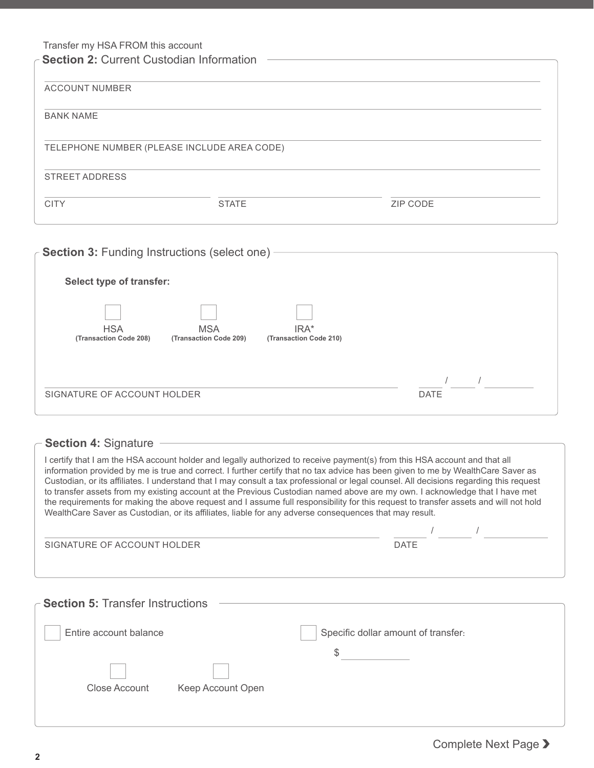Transfer my HSA FROM this account

## Section 2: Current Custodian Information

ACCOUNT NUMBER

BANK NAME

TELEPHONE NUMBER (PLEASE INCLUDE AREA CODE)

STREET ADDRESS

CITY

STATE

ZIP CODE

## Section 3: Funding Instructions (select one)

**Select type of transfer:**

☐ HSA **(Transaction Code 208)**

☐ MSA **(Transaction Code 209)**

☐ IRA* **(Transaction Code 210)**

SIGNATURE OF ACCOUNT HOLDER

DATE ____ / ____ / ______

## Section 4: Signature

I certify that I am the HSA account holder and legally authorized to receive payment(s) from this HSA account and that all information provided by me is true and correct. I further certify that no tax advice has been given to me by WealthCare Saver as Custodian, or its affiliates. I understand that I may consult a tax professional or legal counsel. All decisions regarding this request to transfer assets from my existing account at the Previous Custodian named above are my own. I acknowledge that I have met the requirements for making the above request and I assume full responsibility for this request to transfer assets and will not hold WealthCare Saver as Custodian, or its affiliates, liable for any adverse consequences that may result.

SIGNATURE OF ACCOUNT HOLDER

DATE ____ / ____ / ______

## Section 5: Transfer Instructions

☐ Entire account balance

☐ Close Account

☐ Keep Account Open

☐ Specific dollar amount of transfer:

$ __________

Complete Next Page ❯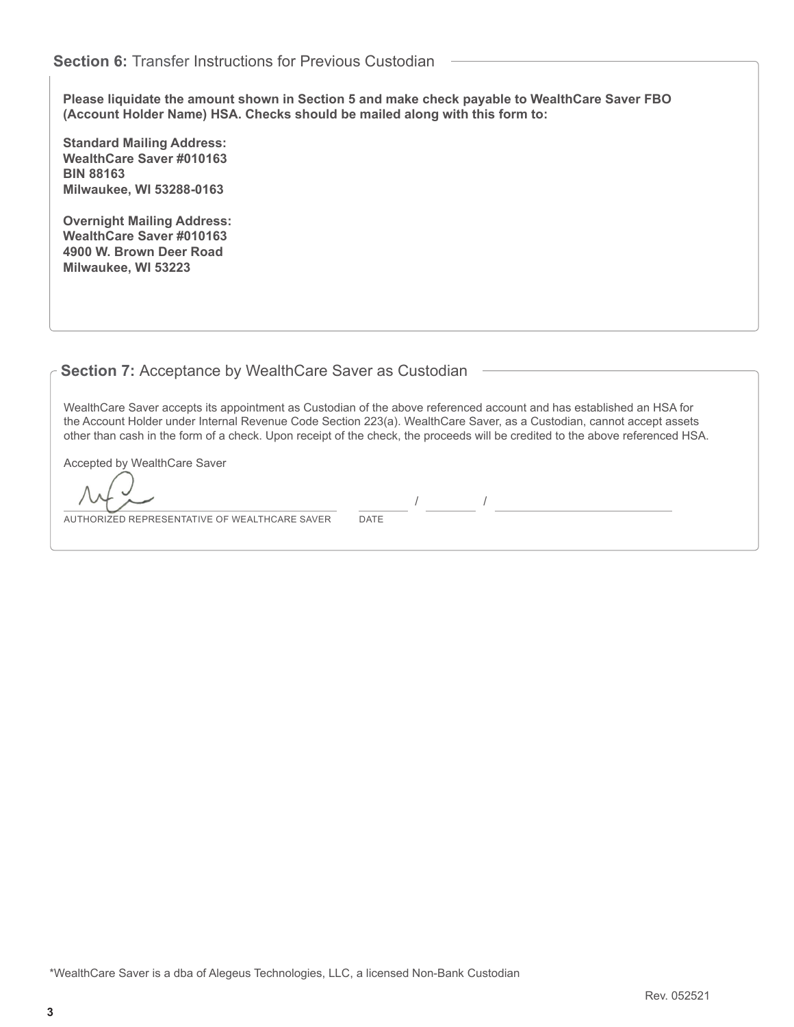## **Section 6:** Transfer Instructions for Previous Custodian

**Please liquidate the amount shown in Section 5 and make check payable to WealthCare Saver FBO (Account Holder Name) HSA. Checks should be mailed along with this form to:**

**Standard Mailing Address:**
**WealthCare Saver #010163**
**BIN 88163**
**Milwaukee, WI 53288-0163**

**Overnight Mailing Address:**
**WealthCare Saver #010163**
**4900 W. Brown Deer Road**
**Milwaukee, WI 53223**

## **Section 7:** Acceptance by WealthCare Saver as Custodian

WealthCare Saver accepts its appointment as Custodian of the above referenced account and has established an HSA for the Account Holder under Internal Revenue Code Section 223(a). WealthCare Saver, as a Custodian, cannot accept assets other than cash in the form of a check. Upon receipt of the check, the proceeds will be credited to the above referenced HSA.

Accepted by WealthCare Saver

AUTHORIZED REPRESENTATIVE OF WEALTHCARE SAVER ________________________ DATE ______ / ______ / ____________

*WealthCare Saver is a dba of Alegeus Technologies, LLC, a licensed Non-Bank Custodian

Rev. 052521